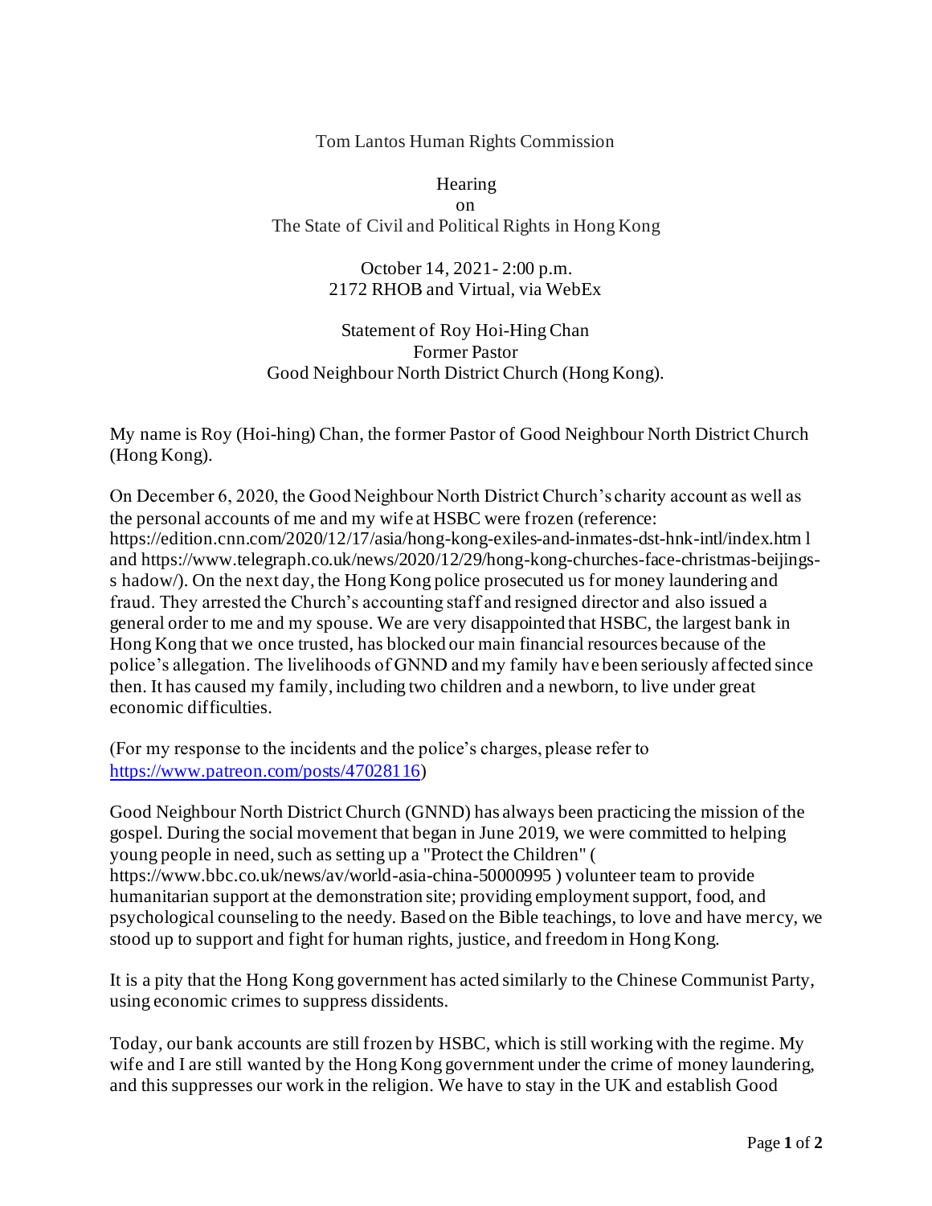Tom Lantos Human Rights Commission

Hearing
on
The State of Civil and Political Rights in Hong Kong

October 14, 2021- 2:00 p.m.
2172 RHOB and Virtual, via WebEx

Statement of Roy Hoi-Hing Chan
Former Pastor
Good Neighbour North District Church (Hong Kong).

My name is Roy (Hoi-hing) Chan, the former Pastor of Good Neighbour North District Church (Hong Kong).

On December 6, 2020, the Good Neighbour North District Church's charity account as well as the personal accounts of me and my wife at HSBC were frozen (reference: https://edition.cnn.com/2020/12/17/asia/hong-kong-exiles-and-inmates-dst-hnk-intl/index.html and https://www.telegraph.co.uk/news/2020/12/29/hong-kong-churches-face-christmas-beijings-shadow/). On the next day, the Hong Kong police prosecuted us for money laundering and fraud. They arrested the Church's accounting staff and resigned director and also issued a general order to me and my spouse. We are very disappointed that HSBC, the largest bank in Hong Kong that we once trusted, has blocked our main financial resources because of the police's allegation. The livelihoods of GNND and my family have been seriously affected since then. It has caused my family, including two children and a newborn, to live under great economic difficulties.

(For my response to the incidents and the police's charges, please refer to https://www.patreon.com/posts/47028116)

Good Neighbour North District Church (GNND) has always been practicing the mission of the gospel. During the social movement that began in June 2019, we were committed to helping young people in need, such as setting up a "Protect the Children" ( https://www.bbc.co.uk/news/av/world-asia-china-50000995 ) volunteer team to provide humanitarian support at the demonstration site; providing employment support, food, and psychological counseling to the needy. Based on the Bible teachings, to love and have mercy, we stood up to support and fight for human rights, justice, and freedom in Hong Kong.

It is a pity that the Hong Kong government has acted similarly to the Chinese Communist Party, using economic crimes to suppress dissidents.

Today, our bank accounts are still frozen by HSBC, which is still working with the regime. My wife and I are still wanted by the Hong Kong government under the crime of money laundering, and this suppresses our work in the religion. We have to stay in the UK and establish Good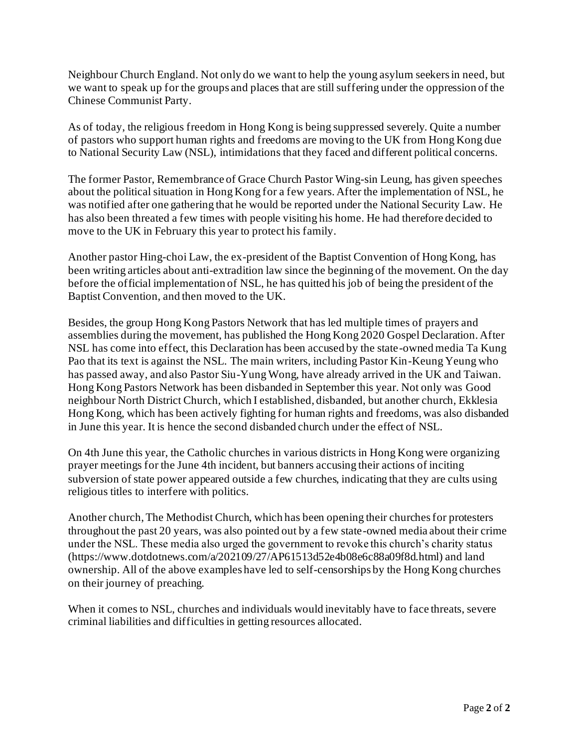Neighbour Church England. Not only do we want to help the young asylum seekers in need, but we want to speak up for the groups and places that are still suffering under the oppression of the Chinese Communist Party.

As of today, the religious freedom in Hong Kong is being suppressed severely. Quite a number of pastors who support human rights and freedoms are moving to the UK from Hong Kong due to National Security Law (NSL), intimidations that they faced and different political concerns.

The former Pastor, Remembrance of Grace Church Pastor Wing-sin Leung, has given speeches about the political situation in Hong Kong for a few years. After the implementation of NSL, he was notified after one gathering that he would be reported under the National Security Law. He has also been threated a few times with people visiting his home. He had therefore decided to move to the UK in February this year to protect his family.

Another pastor Hing-choi Law, the ex-president of the Baptist Convention of Hong Kong, has been writing articles about anti-extradition law since the beginning of the movement. On the day before the official implementation of NSL, he has quitted his job of being the president of the Baptist Convention, and then moved to the UK.

Besides, the group Hong Kong Pastors Network that has led multiple times of prayers and assemblies during the movement, has published the Hong Kong 2020 Gospel Declaration. After NSL has come into effect, this Declaration has been accused by the state-owned media Ta Kung Pao that its text is against the NSL. The main writers, including Pastor Kin-Keung Yeung who has passed away, and also Pastor Siu-Yung Wong, have already arrived in the UK and Taiwan. Hong Kong Pastors Network has been disbanded in September this year. Not only was Good neighbour North District Church, which I established, disbanded, but another church, Ekklesia Hong Kong, which has been actively fighting for human rights and freedoms, was also disbanded in June this year. It is hence the second disbanded church under the effect of NSL.

On 4th June this year, the Catholic churches in various districts in Hong Kong were organizing prayer meetings for the June 4th incident, but banners accusing their actions of inciting subversion of state power appeared outside a few churches, indicating that they are cults using religious titles to interfere with politics.

Another church, The Methodist Church, which has been opening their churches for protesters throughout the past 20 years, was also pointed out by a few state-owned media about their crime under the NSL. These media also urged the government to revoke this church's charity status (https://www.dotdotnews.com/a/202109/27/AP61513d52e4b08e6c88a09f8d.html) and land ownership. All of the above examples have led to self-censorships by the Hong Kong churches on their journey of preaching.

When it comes to NSL, churches and individuals would inevitably have to face threats, severe criminal liabilities and difficulties in getting resources allocated.